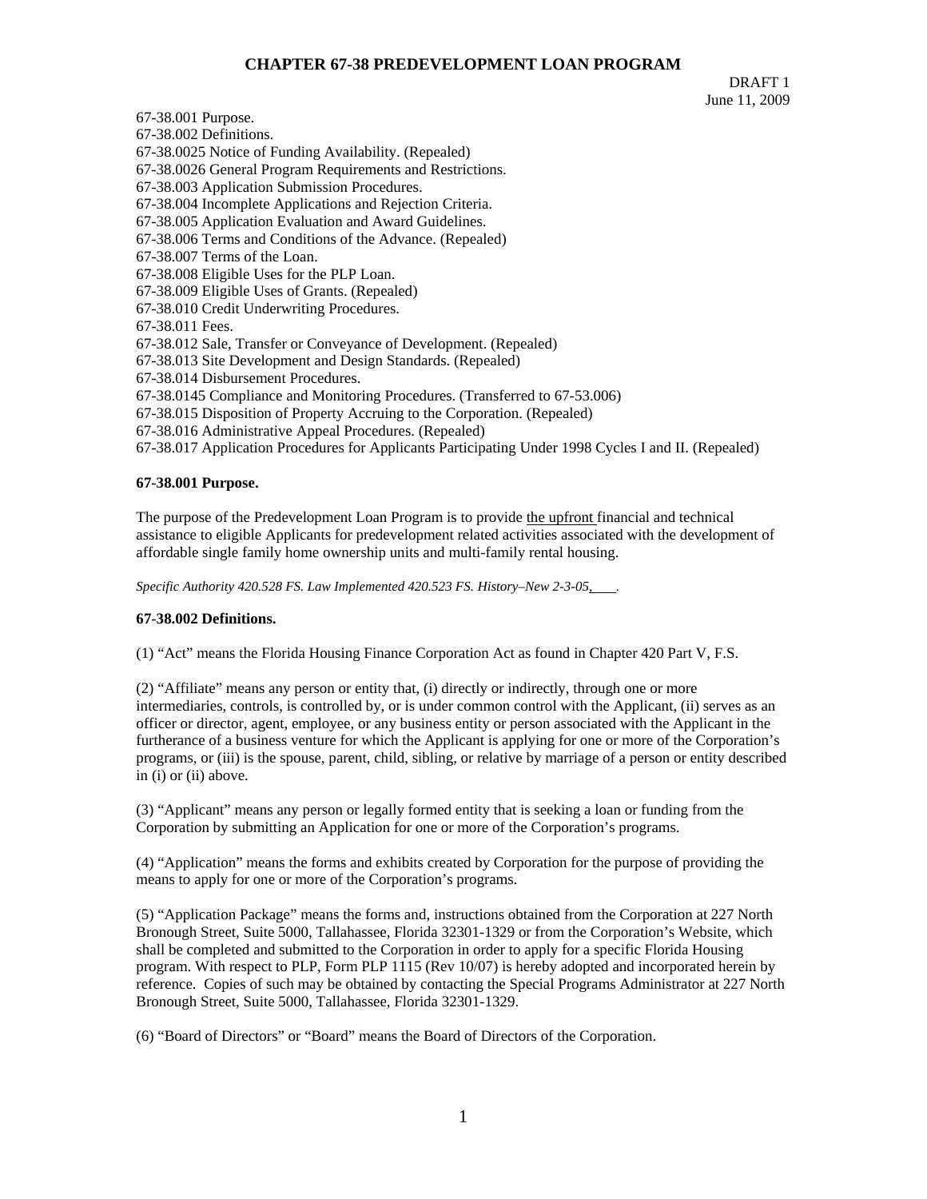# CHAPTER 67-38 PREDEVELOPMENT LOAN PROGRAM

DRAFT 1
June 11, 2009

67-38.001 Purpose.
67-38.002 Definitions.
67-38.0025 Notice of Funding Availability. (Repealed)
67-38.0026 General Program Requirements and Restrictions.
67-38.003 Application Submission Procedures.
67-38.004 Incomplete Applications and Rejection Criteria.
67-38.005 Application Evaluation and Award Guidelines.
67-38.006 Terms and Conditions of the Advance. (Repealed)
67-38.007 Terms of the Loan.
67-38.008 Eligible Uses for the PLP Loan.
67-38.009 Eligible Uses of Grants. (Repealed)
67-38.010 Credit Underwriting Procedures.
67-38.011 Fees.
67-38.012 Sale, Transfer or Conveyance of Development. (Repealed)
67-38.013 Site Development and Design Standards. (Repealed)
67-38.014 Disbursement Procedures.
67-38.0145 Compliance and Monitoring Procedures. (Transferred to 67-53.006)
67-38.015 Disposition of Property Accruing to the Corporation. (Repealed)
67-38.016 Administrative Appeal Procedures. (Repealed)
67-38.017 Application Procedures for Applicants Participating Under 1998 Cycles I and II. (Repealed)

**67-38.001 Purpose.**

The purpose of the Predevelopment Loan Program is to provide the upfront financial and technical assistance to eligible Applicants for predevelopment related activities associated with the development of affordable single family home ownership units and multi-family rental housing.

*Specific Authority 420.528 FS. Law Implemented 420.523 FS. History–New 2-3-05, ____.*

**67-38.002 Definitions.**

(1) "Act" means the Florida Housing Finance Corporation Act as found in Chapter 420 Part V, F.S.

(2) "Affiliate" means any person or entity that, (i) directly or indirectly, through one or more intermediaries, controls, is controlled by, or is under common control with the Applicant, (ii) serves as an officer or director, agent, employee, or any business entity or person associated with the Applicant in the furtherance of a business venture for which the Applicant is applying for one or more of the Corporation's programs, or (iii) is the spouse, parent, child, sibling, or relative by marriage of a person or entity described in (i) or (ii) above.

(3) "Applicant" means any person or legally formed entity that is seeking a loan or funding from the Corporation by submitting an Application for one or more of the Corporation's programs.

(4) "Application" means the forms and exhibits created by Corporation for the purpose of providing the means to apply for one or more of the Corporation's programs.

(5) "Application Package" means the forms and, instructions obtained from the Corporation at 227 North Bronough Street, Suite 5000, Tallahassee, Florida 32301-1329 or from the Corporation's Website, which shall be completed and submitted to the Corporation in order to apply for a specific Florida Housing program. With respect to PLP, Form PLP 1115 (Rev 10/07) is hereby adopted and incorporated herein by reference. Copies of such may be obtained by contacting the Special Programs Administrator at 227 North Bronough Street, Suite 5000, Tallahassee, Florida 32301-1329.

(6) "Board of Directors" or "Board" means the Board of Directors of the Corporation.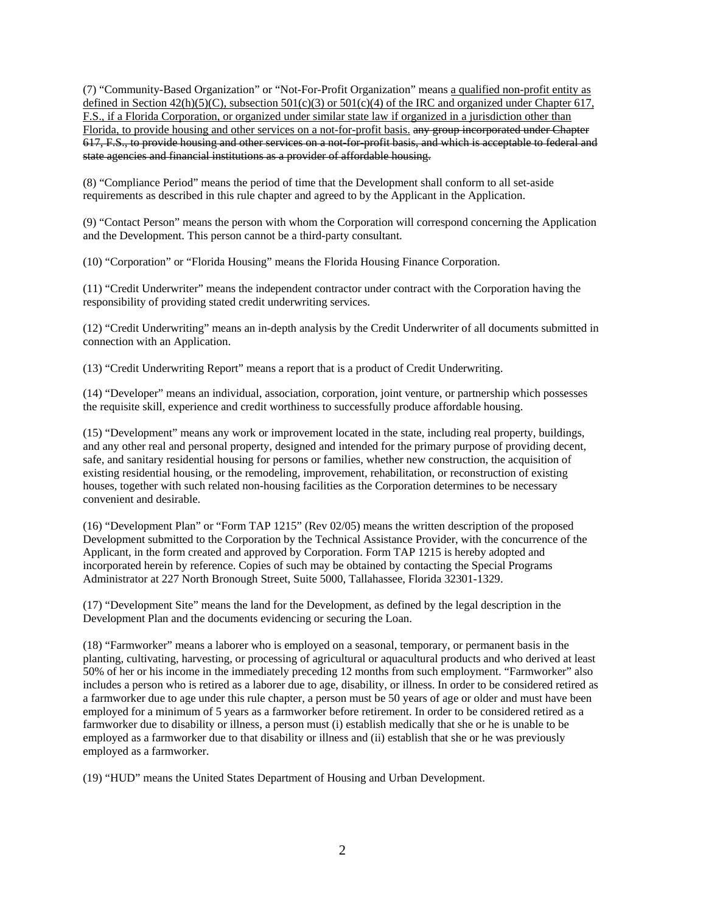(7) “Community-Based Organization” or “Not-For-Profit Organization” means <u>a qualified non-profit entity as defined in Section 42(h)(5)(C), subsection 501(c)(3) or 501(c)(4) of the IRC and organized under Chapter 617, F.S., if a Florida Corporation, or organized under similar state law if organized in a jurisdiction other than Florida, to provide housing and other services on a not-for-profit basis.</u> ~~any group incorporated under Chapter 617, F.S., to provide housing and other services on a not-for-profit basis, and which is acceptable to federal and state agencies and financial institutions as a provider of affordable housing.~~

(8) “Compliance Period” means the period of time that the Development shall conform to all set-aside requirements as described in this rule chapter and agreed to by the Applicant in the Application.

(9) “Contact Person” means the person with whom the Corporation will correspond concerning the Application and the Development. This person cannot be a third-party consultant.

(10) “Corporation” or “Florida Housing” means the Florida Housing Finance Corporation.

(11) “Credit Underwriter” means the independent contractor under contract with the Corporation having the responsibility of providing stated credit underwriting services.

(12) “Credit Underwriting” means an in-depth analysis by the Credit Underwriter of all documents submitted in connection with an Application.

(13) “Credit Underwriting Report” means a report that is a product of Credit Underwriting.

(14) “Developer” means an individual, association, corporation, joint venture, or partnership which possesses the requisite skill, experience and credit worthiness to successfully produce affordable housing.

(15) “Development” means any work or improvement located in the state, including real property, buildings, and any other real and personal property, designed and intended for the primary purpose of providing decent, safe, and sanitary residential housing for persons or families, whether new construction, the acquisition of existing residential housing, or the remodeling, improvement, rehabilitation, or reconstruction of existing houses, together with such related non-housing facilities as the Corporation determines to be necessary convenient and desirable.

(16) “Development Plan” or “Form TAP 1215” (Rev 02/05) means the written description of the proposed Development submitted to the Corporation by the Technical Assistance Provider, with the concurrence of the Applicant, in the form created and approved by Corporation. Form TAP 1215 is hereby adopted and incorporated herein by reference. Copies of such may be obtained by contacting the Special Programs Administrator at 227 North Bronough Street, Suite 5000, Tallahassee, Florida 32301-1329.

(17) “Development Site” means the land for the Development, as defined by the legal description in the Development Plan and the documents evidencing or securing the Loan.

(18) “Farmworker” means a laborer who is employed on a seasonal, temporary, or permanent basis in the planting, cultivating, harvesting, or processing of agricultural or aquacultural products and who derived at least 50% of her or his income in the immediately preceding 12 months from such employment. “Farmworker” also includes a person who is retired as a laborer due to age, disability, or illness. In order to be considered retired as a farmworker due to age under this rule chapter, a person must be 50 years of age or older and must have been employed for a minimum of 5 years as a farmworker before retirement. In order to be considered retired as a farmworker due to disability or illness, a person must (i) establish medically that she or he is unable to be employed as a farmworker due to that disability or illness and (ii) establish that she or he was previously employed as a farmworker.

(19) “HUD” means the United States Department of Housing and Urban Development.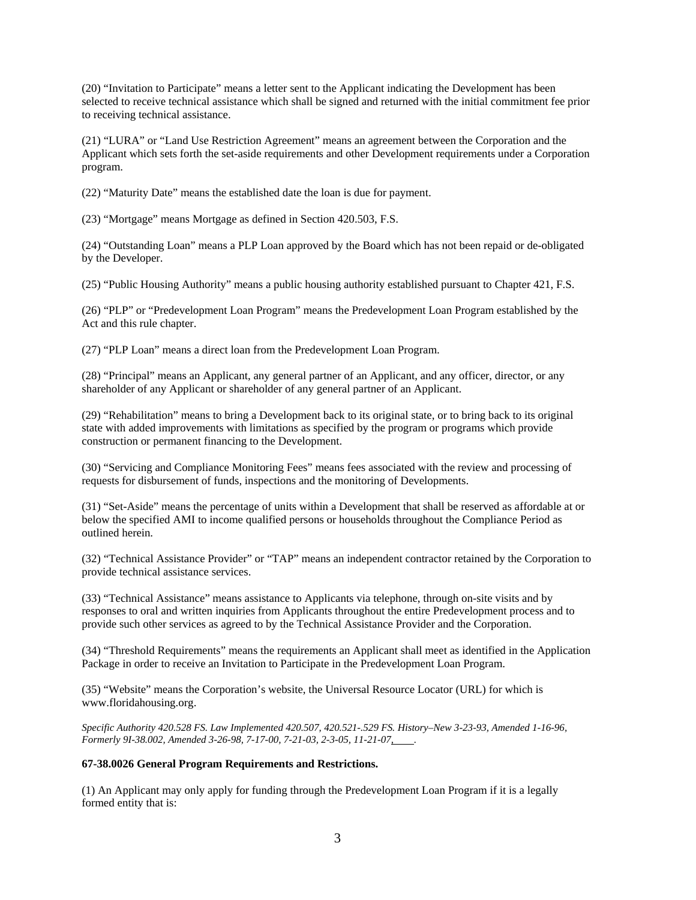(20) "Invitation to Participate" means a letter sent to the Applicant indicating the Development has been selected to receive technical assistance which shall be signed and returned with the initial commitment fee prior to receiving technical assistance.

(21) "LURA" or "Land Use Restriction Agreement" means an agreement between the Corporation and the Applicant which sets forth the set-aside requirements and other Development requirements under a Corporation program.

(22) "Maturity Date" means the established date the loan is due for payment.

(23) "Mortgage" means Mortgage as defined in Section 420.503, F.S.

(24) "Outstanding Loan" means a PLP Loan approved by the Board which has not been repaid or de-obligated by the Developer.

(25) "Public Housing Authority" means a public housing authority established pursuant to Chapter 421, F.S.

(26) "PLP" or "Predevelopment Loan Program" means the Predevelopment Loan Program established by the Act and this rule chapter.

(27) "PLP Loan" means a direct loan from the Predevelopment Loan Program.

(28) "Principal" means an Applicant, any general partner of an Applicant, and any officer, director, or any shareholder of any Applicant or shareholder of any general partner of an Applicant.

(29) "Rehabilitation" means to bring a Development back to its original state, or to bring back to its original state with added improvements with limitations as specified by the program or programs which provide construction or permanent financing to the Development.

(30) "Servicing and Compliance Monitoring Fees" means fees associated with the review and processing of requests for disbursement of funds, inspections and the monitoring of Developments.

(31) "Set-Aside" means the percentage of units within a Development that shall be reserved as affordable at or below the specified AMI to income qualified persons or households throughout the Compliance Period as outlined herein.

(32) "Technical Assistance Provider" or "TAP" means an independent contractor retained by the Corporation to provide technical assistance services.

(33) "Technical Assistance" means assistance to Applicants via telephone, through on-site visits and by responses to oral and written inquiries from Applicants throughout the entire Predevelopment process and to provide such other services as agreed to by the Technical Assistance Provider and the Corporation.

(34) "Threshold Requirements" means the requirements an Applicant shall meet as identified in the Application Package in order to receive an Invitation to Participate in the Predevelopment Loan Program.

(35) "Website" means the Corporation's website, the Universal Resource Locator (URL) for which is www.floridahousing.org.

*Specific Authority 420.528 FS. Law Implemented 420.507, 420.521-.529 FS. History–New 3-23-93, Amended 1-16-96, Formerly 9I-38.002, Amended 3-26-98, 7-17-00, 7-21-03, 2-3-05, 11-21-07,____.*

**67-38.0026 General Program Requirements and Restrictions.**

(1) An Applicant may only apply for funding through the Predevelopment Loan Program if it is a legally formed entity that is: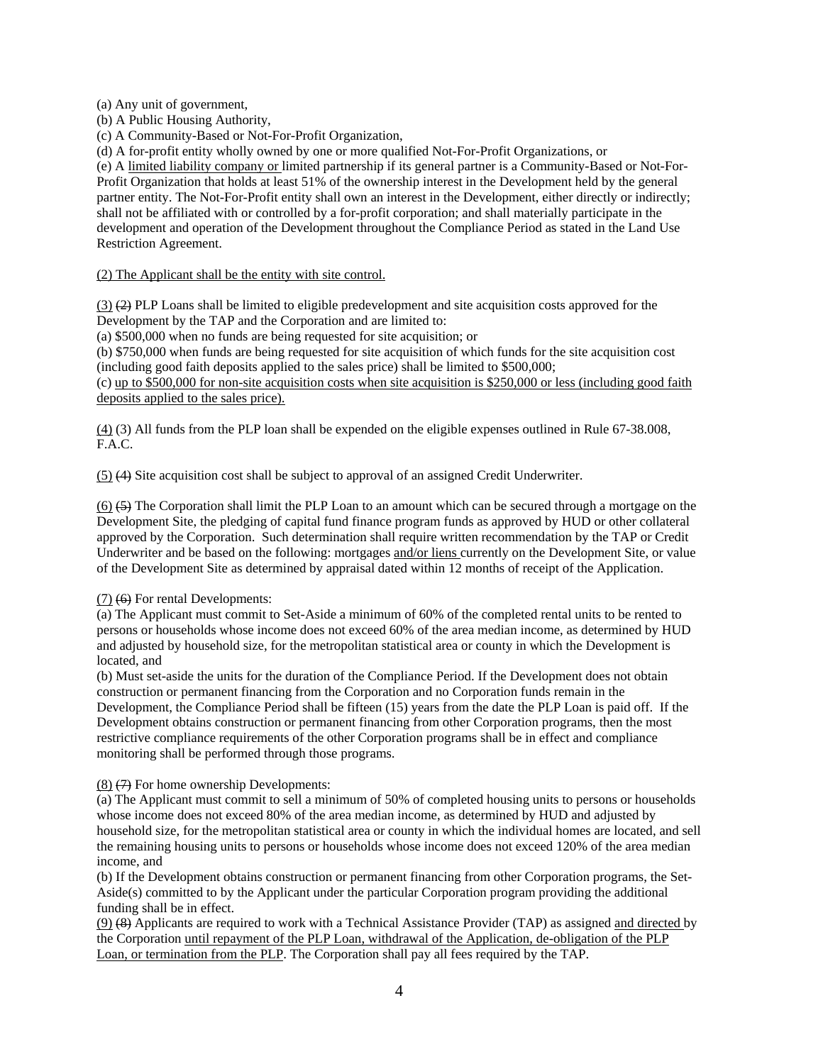(a) Any unit of government,

(b) A Public Housing Authority,

(c) A Community-Based or Not-For-Profit Organization,

(d) A for-profit entity wholly owned by one or more qualified Not-For-Profit Organizations, or

(e) A <u>limited liability company or</u> limited partnership if its general partner is a Community-Based or Not-For-Profit Organization that holds at least 51% of the ownership interest in the Development held by the general partner entity. The Not-For-Profit entity shall own an interest in the Development, either directly or indirectly; shall not be affiliated with or controlled by a for-profit corporation; and shall materially participate in the development and operation of the Development throughout the Compliance Period as stated in the Land Use Restriction Agreement.

<u>(2) The Applicant shall be the entity with site control.</u>

<u>(3)</u> ~~(2)~~ PLP Loans shall be limited to eligible predevelopment and site acquisition costs approved for the Development by the TAP and the Corporation and are limited to:

(a) $500,000 when no funds are being requested for site acquisition; or

(b) $750,000 when funds are being requested for site acquisition of which funds for the site acquisition cost (including good faith deposits applied to the sales price) shall be limited to $500,000;

(c) <u>up to $500,000 for non-site acquisition costs when site acquisition is $250,000 or less (including good faith deposits applied to the sales price).</u>

<u>(4)</u> (3) All funds from the PLP loan shall be expended on the eligible expenses outlined in Rule 67-38.008, F.A.C.

<u>(5)</u> ~~(4)~~ Site acquisition cost shall be subject to approval of an assigned Credit Underwriter.

<u>(6)</u> ~~(5)~~ The Corporation shall limit the PLP Loan to an amount which can be secured through a mortgage on the Development Site, the pledging of capital fund finance program funds as approved by HUD or other collateral approved by the Corporation. Such determination shall require written recommendation by the TAP or Credit Underwriter and be based on the following: mortgages <u>and/or liens</u> currently on the Development Site, or value of the Development Site as determined by appraisal dated within 12 months of receipt of the Application.

<u>(7)</u> ~~(6)~~ For rental Developments:

(a) The Applicant must commit to Set-Aside a minimum of 60% of the completed rental units to be rented to persons or households whose income does not exceed 60% of the area median income, as determined by HUD and adjusted by household size, for the metropolitan statistical area or county in which the Development is located, and

(b) Must set-aside the units for the duration of the Compliance Period. If the Development does not obtain construction or permanent financing from the Corporation and no Corporation funds remain in the Development, the Compliance Period shall be fifteen (15) years from the date the PLP Loan is paid off. If the Development obtains construction or permanent financing from other Corporation programs, then the most restrictive compliance requirements of the other Corporation programs shall be in effect and compliance monitoring shall be performed through those programs.

<u>(8)</u> ~~(7)~~ For home ownership Developments:

(a) The Applicant must commit to sell a minimum of 50% of completed housing units to persons or households whose income does not exceed 80% of the area median income, as determined by HUD and adjusted by household size, for the metropolitan statistical area or county in which the individual homes are located, and sell the remaining housing units to persons or households whose income does not exceed 120% of the area median income, and

(b) If the Development obtains construction or permanent financing from other Corporation programs, the Set-Aside(s) committed to by the Applicant under the particular Corporation program providing the additional funding shall be in effect.

<u>(9)</u> ~~(8)~~ Applicants are required to work with a Technical Assistance Provider (TAP) as assigned <u>and directed</u> by the Corporation <u>until repayment of the PLP Loan, withdrawal of the Application, de-obligation of the PLP Loan, or termination from the PLP</u>. The Corporation shall pay all fees required by the TAP.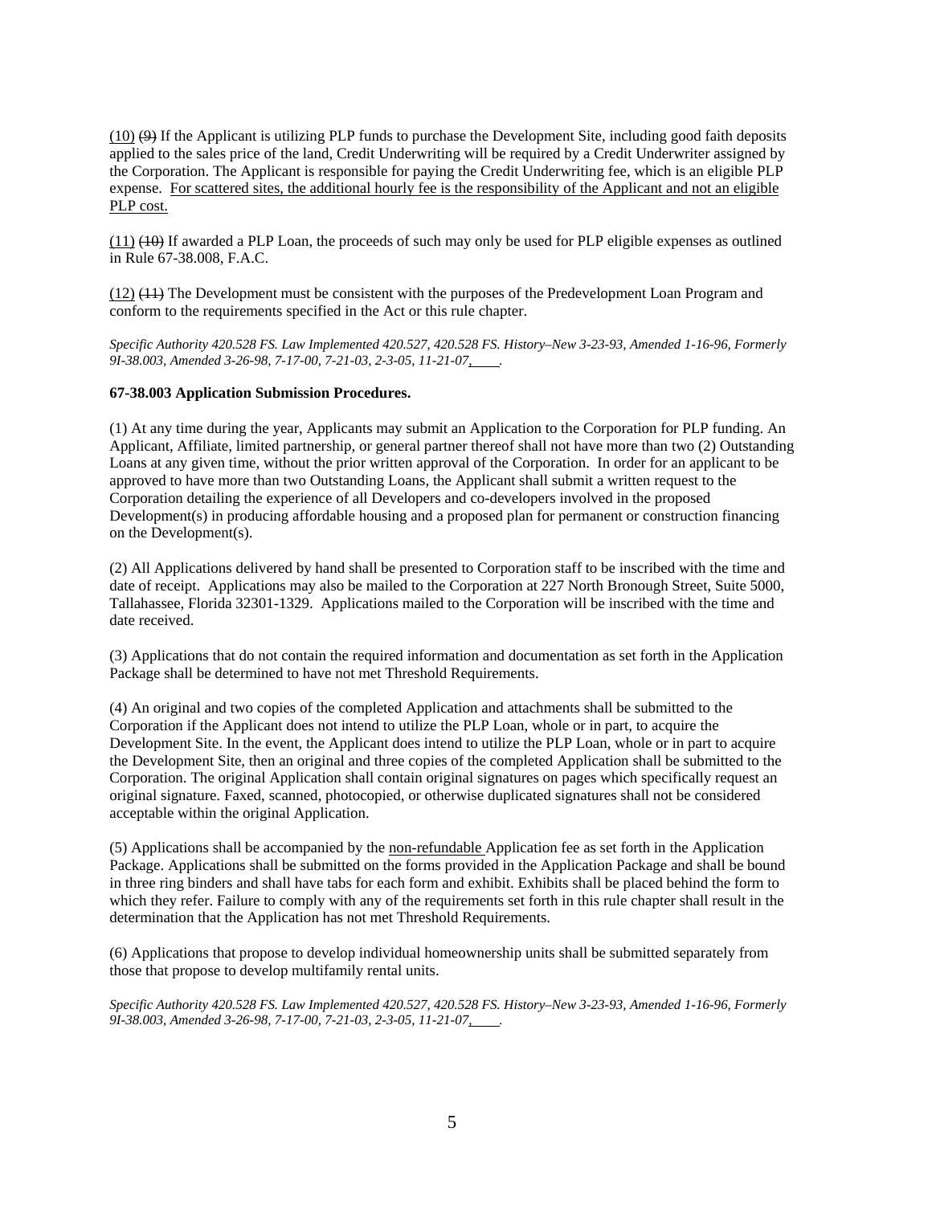(10) ~~(9)~~ If the Applicant is utilizing PLP funds to purchase the Development Site, including good faith deposits applied to the sales price of the land, Credit Underwriting will be required by a Credit Underwriter assigned by the Corporation. The Applicant is responsible for paying the Credit Underwriting fee, which is an eligible PLP expense. <u>For scattered sites, the additional hourly fee is the responsibility of the Applicant and not an eligible PLP cost.</u>

(11) ~~(10)~~ If awarded a PLP Loan, the proceeds of such may only be used for PLP eligible expenses as outlined in Rule 67-38.008, F.A.C.

(12) ~~(11)~~ The Development must be consistent with the purposes of the Predevelopment Loan Program and conform to the requirements specified in the Act or this rule chapter.

*Specific Authority 420.528 FS. Law Implemented 420.527, 420.528 FS. History–New 3-23-93, Amended 1-16-96, Formerly 9I-38.003, Amended 3-26-98, 7-17-00, 7-21-03, 2-3-05, 11-21-07,____.*

**67-38.003 Application Submission Procedures.**

(1) At any time during the year, Applicants may submit an Application to the Corporation for PLP funding. An Applicant, Affiliate, limited partnership, or general partner thereof shall not have more than two (2) Outstanding Loans at any given time, without the prior written approval of the Corporation. In order for an applicant to be approved to have more than two Outstanding Loans, the Applicant shall submit a written request to the Corporation detailing the experience of all Developers and co-developers involved in the proposed Development(s) in producing affordable housing and a proposed plan for permanent or construction financing on the Development(s).

(2) All Applications delivered by hand shall be presented to Corporation staff to be inscribed with the time and date of receipt. Applications may also be mailed to the Corporation at 227 North Bronough Street, Suite 5000, Tallahassee, Florida 32301-1329. Applications mailed to the Corporation will be inscribed with the time and date received.

(3) Applications that do not contain the required information and documentation as set forth in the Application Package shall be determined to have not met Threshold Requirements.

(4) An original and two copies of the completed Application and attachments shall be submitted to the Corporation if the Applicant does not intend to utilize the PLP Loan, whole or in part, to acquire the Development Site. In the event, the Applicant does intend to utilize the PLP Loan, whole or in part to acquire the Development Site, then an original and three copies of the completed Application shall be submitted to the Corporation. The original Application shall contain original signatures on pages which specifically request an original signature. Faxed, scanned, photocopied, or otherwise duplicated signatures shall not be considered acceptable within the original Application.

(5) Applications shall be accompanied by the <u>non-refundable</u> Application fee as set forth in the Application Package. Applications shall be submitted on the forms provided in the Application Package and shall be bound in three ring binders and shall have tabs for each form and exhibit. Exhibits shall be placed behind the form to which they refer. Failure to comply with any of the requirements set forth in this rule chapter shall result in the determination that the Application has not met Threshold Requirements.

(6) Applications that propose to develop individual homeownership units shall be submitted separately from those that propose to develop multifamily rental units.

*Specific Authority 420.528 FS. Law Implemented 420.527, 420.528 FS. History–New 3-23-93, Amended 1-16-96, Formerly 9I-38.003, Amended 3-26-98, 7-17-00, 7-21-03, 2-3-05, 11-21-07,____.*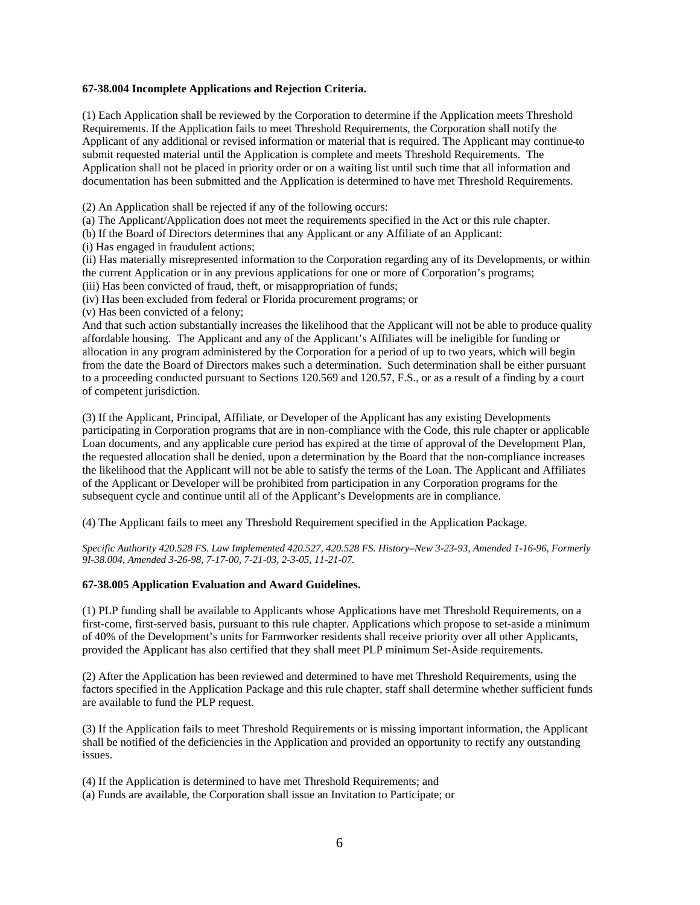**67-38.004 Incomplete Applications and Rejection Criteria.**

(1) Each Application shall be reviewed by the Corporation to determine if the Application meets Threshold Requirements. If the Application fails to meet Threshold Requirements, the Corporation shall notify the Applicant of any additional or revised information or material that is required. The Applicant may continue to submit requested material until the Application is complete and meets Threshold Requirements. The Application shall not be placed in priority order or on a waiting list until such time that all information and documentation has been submitted and the Application is determined to have met Threshold Requirements.

(2) An Application shall be rejected if any of the following occurs:
(a) The Applicant/Application does not meet the requirements specified in the Act or this rule chapter.
(b) If the Board of Directors determines that any Applicant or any Affiliate of an Applicant:
(i) Has engaged in fraudulent actions;
(ii) Has materially misrepresented information to the Corporation regarding any of its Developments, or within the current Application or in any previous applications for one or more of Corporation's programs;
(iii) Has been convicted of fraud, theft, or misappropriation of funds;
(iv) Has been excluded from federal or Florida procurement programs; or
(v) Has been convicted of a felony;
And that such action substantially increases the likelihood that the Applicant will not be able to produce quality affordable housing. The Applicant and any of the Applicant's Affiliates will be ineligible for funding or allocation in any program administered by the Corporation for a period of up to two years, which will begin from the date the Board of Directors makes such a determination. Such determination shall be either pursuant to a proceeding conducted pursuant to Sections 120.569 and 120.57, F.S., or as a result of a finding by a court of competent jurisdiction.

(3) If the Applicant, Principal, Affiliate, or Developer of the Applicant has any existing Developments participating in Corporation programs that are in non-compliance with the Code, this rule chapter or applicable Loan documents, and any applicable cure period has expired at the time of approval of the Development Plan, the requested allocation shall be denied, upon a determination by the Board that the non-compliance increases the likelihood that the Applicant will not be able to satisfy the terms of the Loan. The Applicant and Affiliates of the Applicant or Developer will be prohibited from participation in any Corporation programs for the subsequent cycle and continue until all of the Applicant's Developments are in compliance.

(4) The Applicant fails to meet any Threshold Requirement specified in the Application Package.

*Specific Authority 420.528 FS. Law Implemented 420.527, 420.528 FS. History–New 3-23-93, Amended 1-16-96, Formerly 9I-38.004, Amended 3-26-98, 7-17-00, 7-21-03, 2-3-05, 11-21-07.*

**67-38.005 Application Evaluation and Award Guidelines.**

(1) PLP funding shall be available to Applicants whose Applications have met Threshold Requirements, on a first-come, first-served basis, pursuant to this rule chapter. Applications which propose to set-aside a minimum of 40% of the Development's units for Farmworker residents shall receive priority over all other Applicants, provided the Applicant has also certified that they shall meet PLP minimum Set-Aside requirements.

(2) After the Application has been reviewed and determined to have met Threshold Requirements, using the factors specified in the Application Package and this rule chapter, staff shall determine whether sufficient funds are available to fund the PLP request.

(3) If the Application fails to meet Threshold Requirements or is missing important information, the Applicant shall be notified of the deficiencies in the Application and provided an opportunity to rectify any outstanding issues.

(4) If the Application is determined to have met Threshold Requirements; and
(a) Funds are available, the Corporation shall issue an Invitation to Participate; or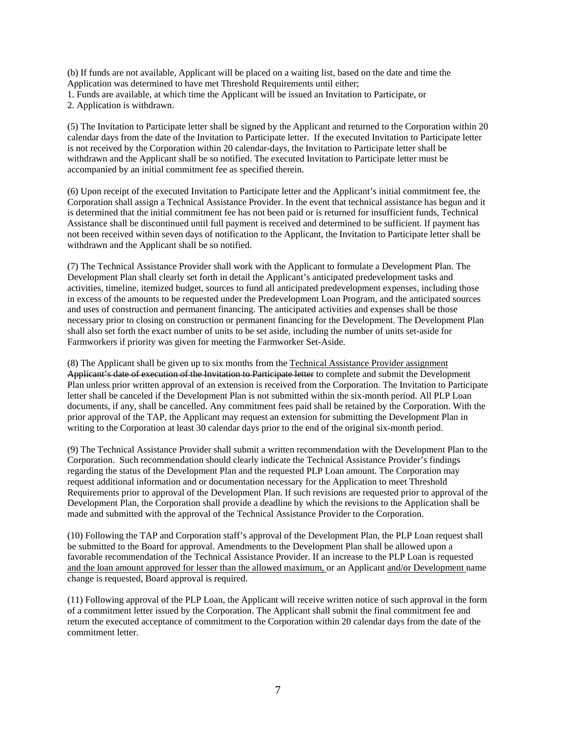(b) If funds are not available, Applicant will be placed on a waiting list, based on the date and time the Application was determined to have met Threshold Requirements until either;
1. Funds are available, at which time the Applicant will be issued an Invitation to Participate, or
2. Application is withdrawn.

(5) The Invitation to Participate letter shall be signed by the Applicant and returned to the Corporation within 20 calendar days from the date of the Invitation to Participate letter. If the executed Invitation to Participate letter is not received by the Corporation within 20 calendar-days, the Invitation to Participate letter shall be withdrawn and the Applicant shall be so notified. The executed Invitation to Participate letter must be accompanied by an initial commitment fee as specified therein.

(6) Upon receipt of the executed Invitation to Participate letter and the Applicant's initial commitment fee, the Corporation shall assign a Technical Assistance Provider. In the event that technical assistance has begun and it is determined that the initial commitment fee has not been paid or is returned for insufficient funds, Technical Assistance shall be discontinued until full payment is received and determined to be sufficient. If payment has not been received within seven days of notification to the Applicant, the Invitation to Participate letter shall be withdrawn and the Applicant shall be so notified.

(7) The Technical Assistance Provider shall work with the Applicant to formulate a Development Plan. The Development Plan shall clearly set forth in detail the Applicant's anticipated predevelopment tasks and activities, timeline, itemized budget, sources to fund all anticipated predevelopment expenses, including those in excess of the amounts to be requested under the Predevelopment Loan Program, and the anticipated sources and uses of construction and permanent financing. The anticipated activities and expenses shall be those necessary prior to closing on construction or permanent financing for the Development. The Development Plan shall also set forth the exact number of units to be set aside, including the number of units set-aside for Farmworkers if priority was given for meeting the Farmworker Set-Aside.

(8) The Applicant shall be given up to six months from the <u>Technical Assistance Provider assignment</u> ~~Applicant's date of execution of the Invitation to Participate letter~~ to complete and submit the Development Plan unless prior written approval of an extension is received from the Corporation. The Invitation to Participate letter shall be canceled if the Development Plan is not submitted within the six-month period. All PLP Loan documents, if any, shall be cancelled. Any commitment fees paid shall be retained by the Corporation. With the prior approval of the TAP, the Applicant may request an extension for submitting the Development Plan in writing to the Corporation at least 30 calendar days prior to the end of the original six-month period.

(9) The Technical Assistance Provider shall submit a written recommendation with the Development Plan to the Corporation. Such recommendation should clearly indicate the Technical Assistance Provider's findings regarding the status of the Development Plan and the requested PLP Loan amount. The Corporation may request additional information and or documentation necessary for the Application to meet Threshold Requirements prior to approval of the Development Plan. If such revisions are requested prior to approval of the Development Plan, the Corporation shall provide a deadline by which the revisions to the Application shall be made and submitted with the approval of the Technical Assistance Provider to the Corporation.

(10) Following the TAP and Corporation staff's approval of the Development Plan, the PLP Loan request shall be submitted to the Board for approval. Amendments to the Development Plan shall be allowed upon a favorable recommendation of the Technical Assistance Provider. If an increase to the PLP Loan is requested <u>and the loan amount approved for lesser than the allowed maximum,</u> or an Applicant <u>and/or Development</u> name change is requested, Board approval is required.

(11) Following approval of the PLP Loan, the Applicant will receive written notice of such approval in the form of a commitment letter issued by the Corporation. The Applicant shall submit the final commitment fee and return the executed acceptance of commitment to the Corporation within 20 calendar days from the date of the commitment letter.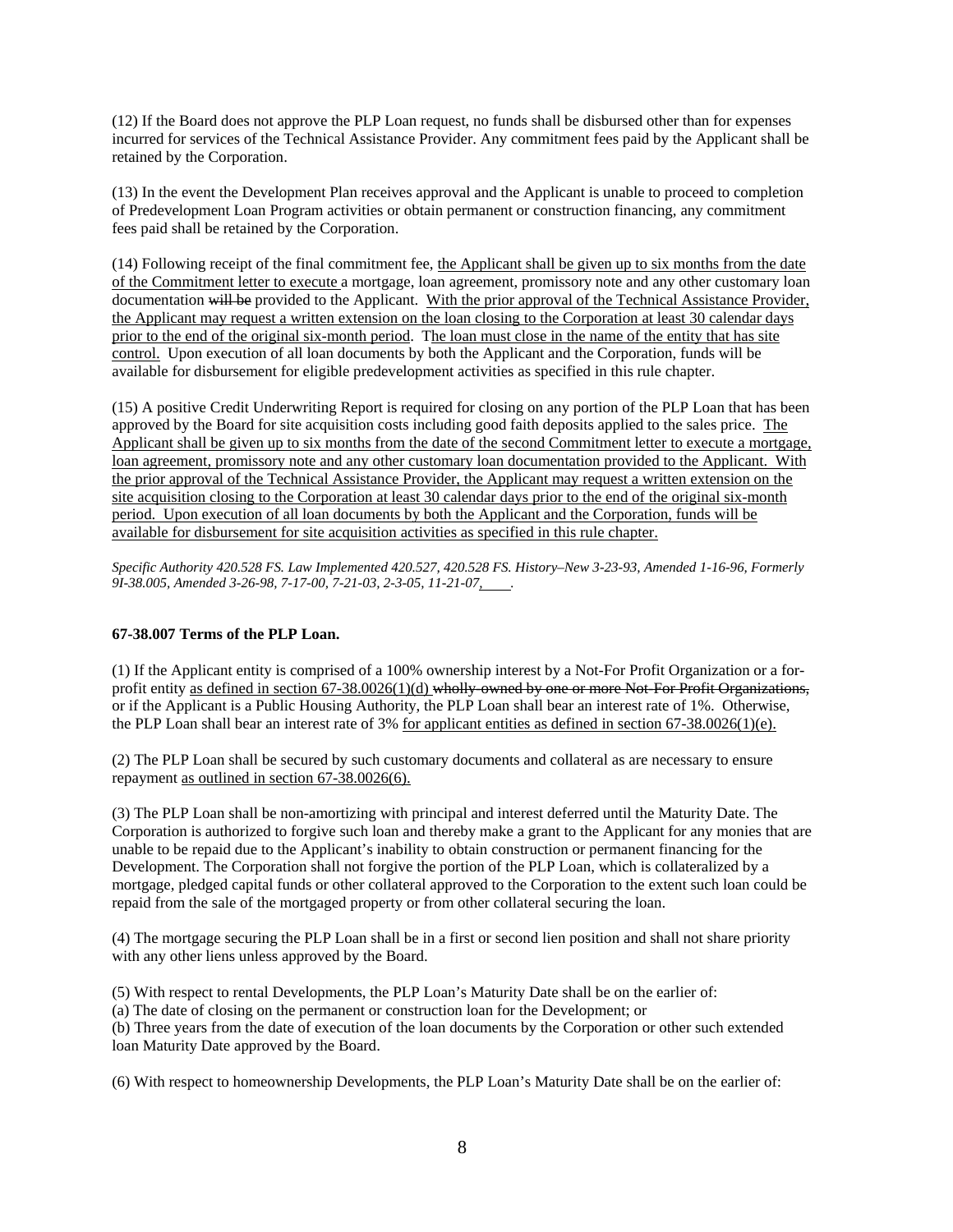(12) If the Board does not approve the PLP Loan request, no funds shall be disbursed other than for expenses incurred for services of the Technical Assistance Provider. Any commitment fees paid by the Applicant shall be retained by the Corporation.

(13) In the event the Development Plan receives approval and the Applicant is unable to proceed to completion of Predevelopment Loan Program activities or obtain permanent or construction financing, any commitment fees paid shall be retained by the Corporation.

(14) Following receipt of the final commitment fee, the Applicant shall be given up to six months from the date of the Commitment letter to execute a mortgage, loan agreement, promissory note and any other customary loan documentation ~~will be~~ provided to the Applicant. With the prior approval of the Technical Assistance Provider, the Applicant may request a written extension on the loan closing to the Corporation at least 30 calendar days prior to the end of the original six-month period. The loan must close in the name of the entity that has site control. Upon execution of all loan documents by both the Applicant and the Corporation, funds will be available for disbursement for eligible predevelopment activities as specified in this rule chapter.

(15) A positive Credit Underwriting Report is required for closing on any portion of the PLP Loan that has been approved by the Board for site acquisition costs including good faith deposits applied to the sales price. The Applicant shall be given up to six months from the date of the second Commitment letter to execute a mortgage, loan agreement, promissory note and any other customary loan documentation provided to the Applicant. With the prior approval of the Technical Assistance Provider, the Applicant may request a written extension on the site acquisition closing to the Corporation at least 30 calendar days prior to the end of the original six-month period. Upon execution of all loan documents by both the Applicant and the Corporation, funds will be available for disbursement for site acquisition activities as specified in this rule chapter.

*Specific Authority 420.528 FS. Law Implemented 420.527, 420.528 FS. History–New 3-23-93, Amended 1-16-96, Formerly 9I-38.005, Amended 3-26-98, 7-17-00, 7-21-03, 2-3-05, 11-21-07, .*

**67-38.007 Terms of the PLP Loan.**

(1) If the Applicant entity is comprised of a 100% ownership interest by a Not-For Profit Organization or a for-profit entity as defined in section 67-38.0026(1)(d) ~~wholly-owned by one or more Not-For Profit Organizations,~~ or if the Applicant is a Public Housing Authority, the PLP Loan shall bear an interest rate of 1%. Otherwise, the PLP Loan shall bear an interest rate of 3% for applicant entities as defined in section 67-38.0026(1)(e).

(2) The PLP Loan shall be secured by such customary documents and collateral as are necessary to ensure repayment as outlined in section 67-38.0026(6).

(3) The PLP Loan shall be non-amortizing with principal and interest deferred until the Maturity Date. The Corporation is authorized to forgive such loan and thereby make a grant to the Applicant for any monies that are unable to be repaid due to the Applicant's inability to obtain construction or permanent financing for the Development. The Corporation shall not forgive the portion of the PLP Loan, which is collateralized by a mortgage, pledged capital funds or other collateral approved to the Corporation to the extent such loan could be repaid from the sale of the mortgaged property or from other collateral securing the loan.

(4) The mortgage securing the PLP Loan shall be in a first or second lien position and shall not share priority with any other liens unless approved by the Board.

(5) With respect to rental Developments, the PLP Loan's Maturity Date shall be on the earlier of:
(a) The date of closing on the permanent or construction loan for the Development; or
(b) Three years from the date of execution of the loan documents by the Corporation or other such extended loan Maturity Date approved by the Board.

(6) With respect to homeownership Developments, the PLP Loan's Maturity Date shall be on the earlier of: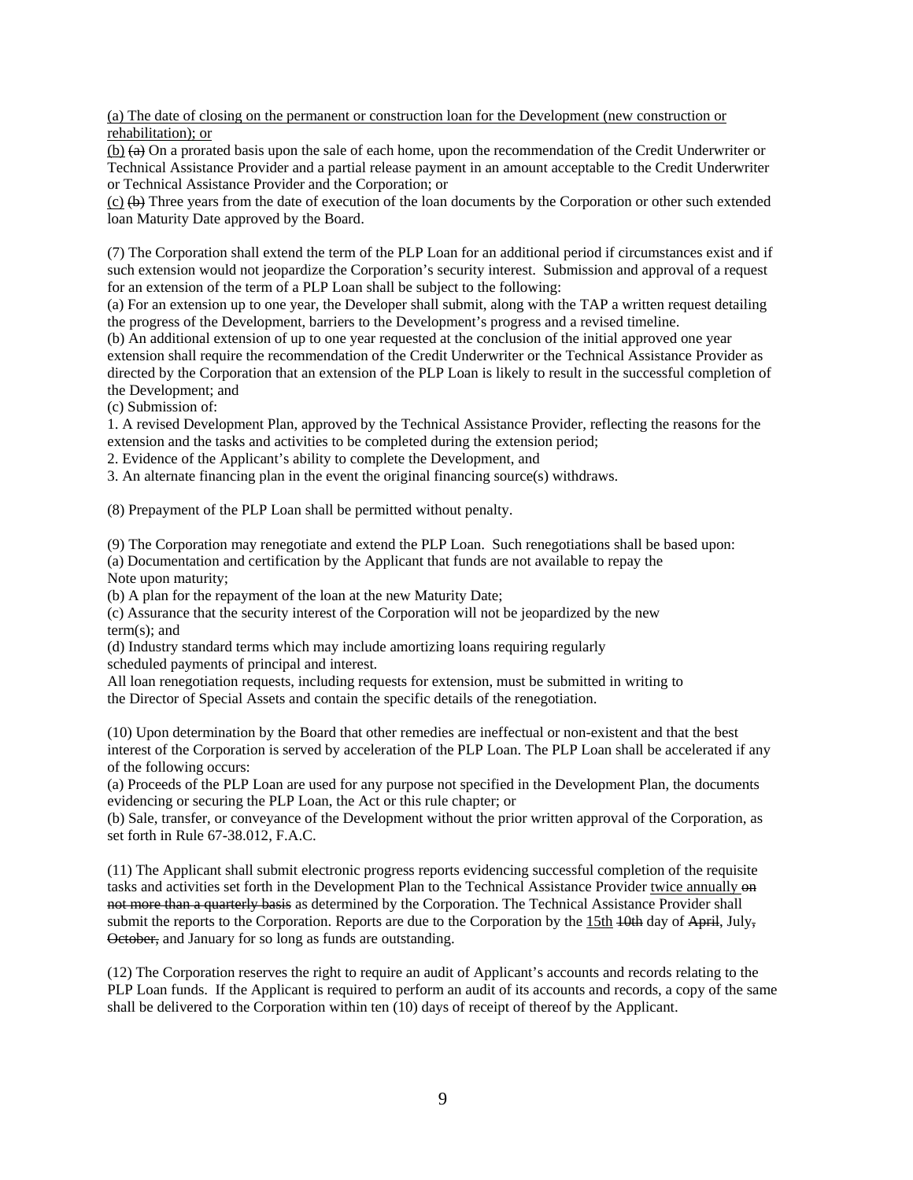(a) The date of closing on the permanent or construction loan for the Development (new construction or rehabilitation); or

(b) ~~(a)~~ On a prorated basis upon the sale of each home, upon the recommendation of the Credit Underwriter or Technical Assistance Provider and a partial release payment in an amount acceptable to the Credit Underwriter or Technical Assistance Provider and the Corporation; or

(c) ~~(b)~~ Three years from the date of execution of the loan documents by the Corporation or other such extended loan Maturity Date approved by the Board.

(7) The Corporation shall extend the term of the PLP Loan for an additional period if circumstances exist and if such extension would not jeopardize the Corporation's security interest. Submission and approval of a request for an extension of the term of a PLP Loan shall be subject to the following:

(a) For an extension up to one year, the Developer shall submit, along with the TAP a written request detailing the progress of the Development, barriers to the Development's progress and a revised timeline.

(b) An additional extension of up to one year requested at the conclusion of the initial approved one year extension shall require the recommendation of the Credit Underwriter or the Technical Assistance Provider as directed by the Corporation that an extension of the PLP Loan is likely to result in the successful completion of the Development; and

(c) Submission of:

1. A revised Development Plan, approved by the Technical Assistance Provider, reflecting the reasons for the extension and the tasks and activities to be completed during the extension period;
2. Evidence of the Applicant's ability to complete the Development, and
3. An alternate financing plan in the event the original financing source(s) withdraws.

(8) Prepayment of the PLP Loan shall be permitted without penalty.

(9) The Corporation may renegotiate and extend the PLP Loan. Such renegotiations shall be based upon:

(a) Documentation and certification by the Applicant that funds are not available to repay the Note upon maturity;

(b) A plan for the repayment of the loan at the new Maturity Date;

(c) Assurance that the security interest of the Corporation will not be jeopardized by the new term(s); and

(d) Industry standard terms which may include amortizing loans requiring regularly scheduled payments of principal and interest.

All loan renegotiation requests, including requests for extension, must be submitted in writing to the Director of Special Assets and contain the specific details of the renegotiation.

(10) Upon determination by the Board that other remedies are ineffectual or non-existent and that the best interest of the Corporation is served by acceleration of the PLP Loan. The PLP Loan shall be accelerated if any of the following occurs:

(a) Proceeds of the PLP Loan are used for any purpose not specified in the Development Plan, the documents evidencing or securing the PLP Loan, the Act or this rule chapter; or

(b) Sale, transfer, or conveyance of the Development without the prior written approval of the Corporation, as set forth in Rule 67-38.012, F.A.C.

(11) The Applicant shall submit electronic progress reports evidencing successful completion of the requisite tasks and activities set forth in the Development Plan to the Technical Assistance Provider twice annually ~~on not more than a quarterly basis~~ as determined by the Corporation. The Technical Assistance Provider shall submit the reports to the Corporation. Reports are due to the Corporation by the 15th ~~10th~~ day of ~~April~~, July~~,~~ ~~October,~~ and January for so long as funds are outstanding.

(12) The Corporation reserves the right to require an audit of Applicant's accounts and records relating to the PLP Loan funds. If the Applicant is required to perform an audit of its accounts and records, a copy of the same shall be delivered to the Corporation within ten (10) days of receipt of thereof by the Applicant.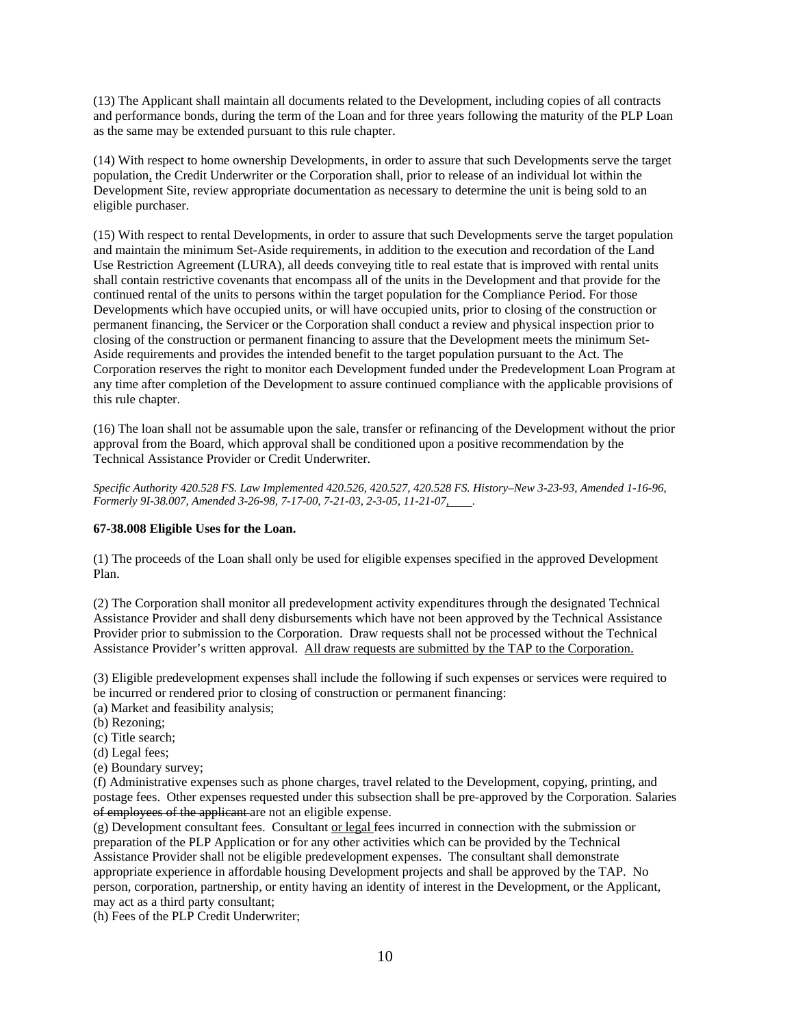(13) The Applicant shall maintain all documents related to the Development, including copies of all contracts and performance bonds, during the term of the Loan and for three years following the maturity of the PLP Loan as the same may be extended pursuant to this rule chapter.

(14) With respect to home ownership Developments, in order to assure that such Developments serve the target population, the Credit Underwriter or the Corporation shall, prior to release of an individual lot within the Development Site, review appropriate documentation as necessary to determine the unit is being sold to an eligible purchaser.

(15) With respect to rental Developments, in order to assure that such Developments serve the target population and maintain the minimum Set-Aside requirements, in addition to the execution and recordation of the Land Use Restriction Agreement (LURA), all deeds conveying title to real estate that is improved with rental units shall contain restrictive covenants that encompass all of the units in the Development and that provide for the continued rental of the units to persons within the target population for the Compliance Period. For those Developments which have occupied units, or will have occupied units, prior to closing of the construction or permanent financing, the Servicer or the Corporation shall conduct a review and physical inspection prior to closing of the construction or permanent financing to assure that the Development meets the minimum Set-Aside requirements and provides the intended benefit to the target population pursuant to the Act. The Corporation reserves the right to monitor each Development funded under the Predevelopment Loan Program at any time after completion of the Development to assure continued compliance with the applicable provisions of this rule chapter.

(16) The loan shall not be assumable upon the sale, transfer or refinancing of the Development without the prior approval from the Board, which approval shall be conditioned upon a positive recommendation by the Technical Assistance Provider or Credit Underwriter.

*Specific Authority 420.528 FS. Law Implemented 420.526, 420.527, 420.528 FS. History–New 3-23-93, Amended 1-16-96, Formerly 9I-38.007, Amended 3-26-98, 7-17-00, 7-21-03, 2-3-05, 11-21-07,\_\_\_\_.*

**67-38.008 Eligible Uses for the Loan.**

(1) The proceeds of the Loan shall only be used for eligible expenses specified in the approved Development Plan.

(2) The Corporation shall monitor all predevelopment activity expenditures through the designated Technical Assistance Provider and shall deny disbursements which have not been approved by the Technical Assistance Provider prior to submission to the Corporation. Draw requests shall not be processed without the Technical Assistance Provider's written approval. <u>All draw requests are submitted by the TAP to the Corporation.</u>

(3) Eligible predevelopment expenses shall include the following if such expenses or services were required to be incurred or rendered prior to closing of construction or permanent financing:
(a) Market and feasibility analysis;
(b) Rezoning;
(c) Title search;
(d) Legal fees;
(e) Boundary survey;
(f) Administrative expenses such as phone charges, travel related to the Development, copying, printing, and postage fees. Other expenses requested under this subsection shall be pre-approved by the Corporation. Salaries ~~of employees of the applicant~~ are not an eligible expense.
(g) Development consultant fees. Consultant <u>or legal</u> fees incurred in connection with the submission or preparation of the PLP Application or for any other activities which can be provided by the Technical Assistance Provider shall not be eligible predevelopment expenses. The consultant shall demonstrate appropriate experience in affordable housing Development projects and shall be approved by the TAP. No person, corporation, partnership, or entity having an identity of interest in the Development, or the Applicant, may act as a third party consultant;
(h) Fees of the PLP Credit Underwriter;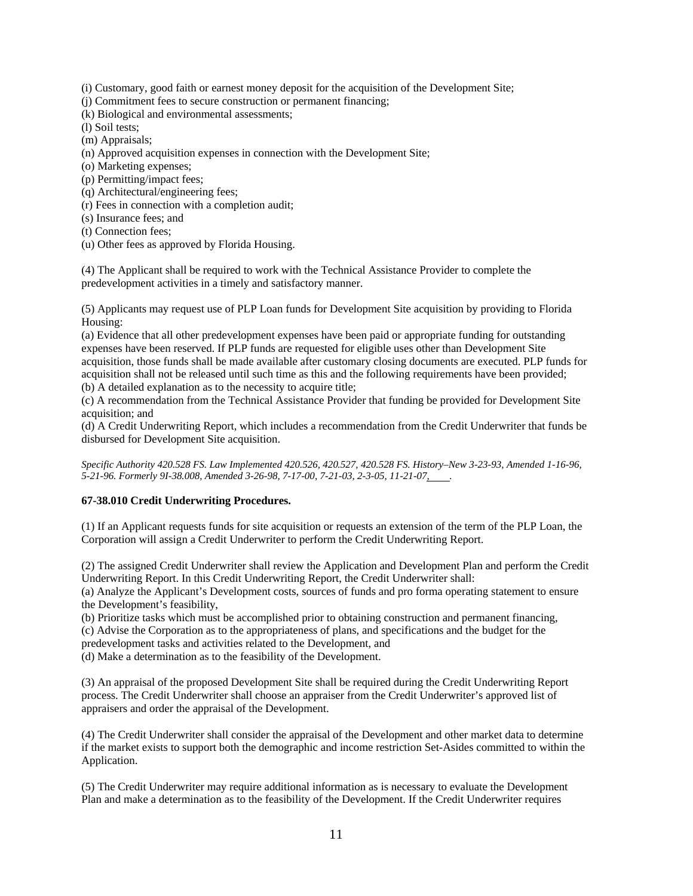(i) Customary, good faith or earnest money deposit for the acquisition of the Development Site;
(j) Commitment fees to secure construction or permanent financing;
(k) Biological and environmental assessments;
(l) Soil tests;
(m) Appraisals;
(n) Approved acquisition expenses in connection with the Development Site;
(o) Marketing expenses;
(p) Permitting/impact fees;
(q) Architectural/engineering fees;
(r) Fees in connection with a completion audit;
(s) Insurance fees; and
(t) Connection fees;
(u) Other fees as approved by Florida Housing.

(4) The Applicant shall be required to work with the Technical Assistance Provider to complete the predevelopment activities in a timely and satisfactory manner.

(5) Applicants may request use of PLP Loan funds for Development Site acquisition by providing to Florida Housing:
(a) Evidence that all other predevelopment expenses have been paid or appropriate funding for outstanding expenses have been reserved. If PLP funds are requested for eligible uses other than Development Site acquisition, those funds shall be made available after customary closing documents are executed. PLP funds for acquisition shall not be released until such time as this and the following requirements have been provided;
(b) A detailed explanation as to the necessity to acquire title;
(c) A recommendation from the Technical Assistance Provider that funding be provided for Development Site acquisition; and
(d) A Credit Underwriting Report, which includes a recommendation from the Credit Underwriter that funds be disbursed for Development Site acquisition.

*Specific Authority 420.528 FS. Law Implemented 420.526, 420.527, 420.528 FS. History–New 3-23-93, Amended 1-16-96, 5-21-96. Formerly 9I-38.008, Amended 3-26-98, 7-17-00, 7-21-03, 2-3-05, 11-21-07, ____.*

**67-38.010 Credit Underwriting Procedures.**

(1) If an Applicant requests funds for site acquisition or requests an extension of the term of the PLP Loan, the Corporation will assign a Credit Underwriter to perform the Credit Underwriting Report.

(2) The assigned Credit Underwriter shall review the Application and Development Plan and perform the Credit Underwriting Report. In this Credit Underwriting Report, the Credit Underwriter shall:
(a) Analyze the Applicant's Development costs, sources of funds and pro forma operating statement to ensure the Development's feasibility,
(b) Prioritize tasks which must be accomplished prior to obtaining construction and permanent financing,
(c) Advise the Corporation as to the appropriateness of plans, and specifications and the budget for the predevelopment tasks and activities related to the Development, and
(d) Make a determination as to the feasibility of the Development.

(3) An appraisal of the proposed Development Site shall be required during the Credit Underwriting Report process. The Credit Underwriter shall choose an appraiser from the Credit Underwriter's approved list of appraisers and order the appraisal of the Development.

(4) The Credit Underwriter shall consider the appraisal of the Development and other market data to determine if the market exists to support both the demographic and income restriction Set-Asides committed to within the Application.

(5) The Credit Underwriter may require additional information as is necessary to evaluate the Development Plan and make a determination as to the feasibility of the Development. If the Credit Underwriter requires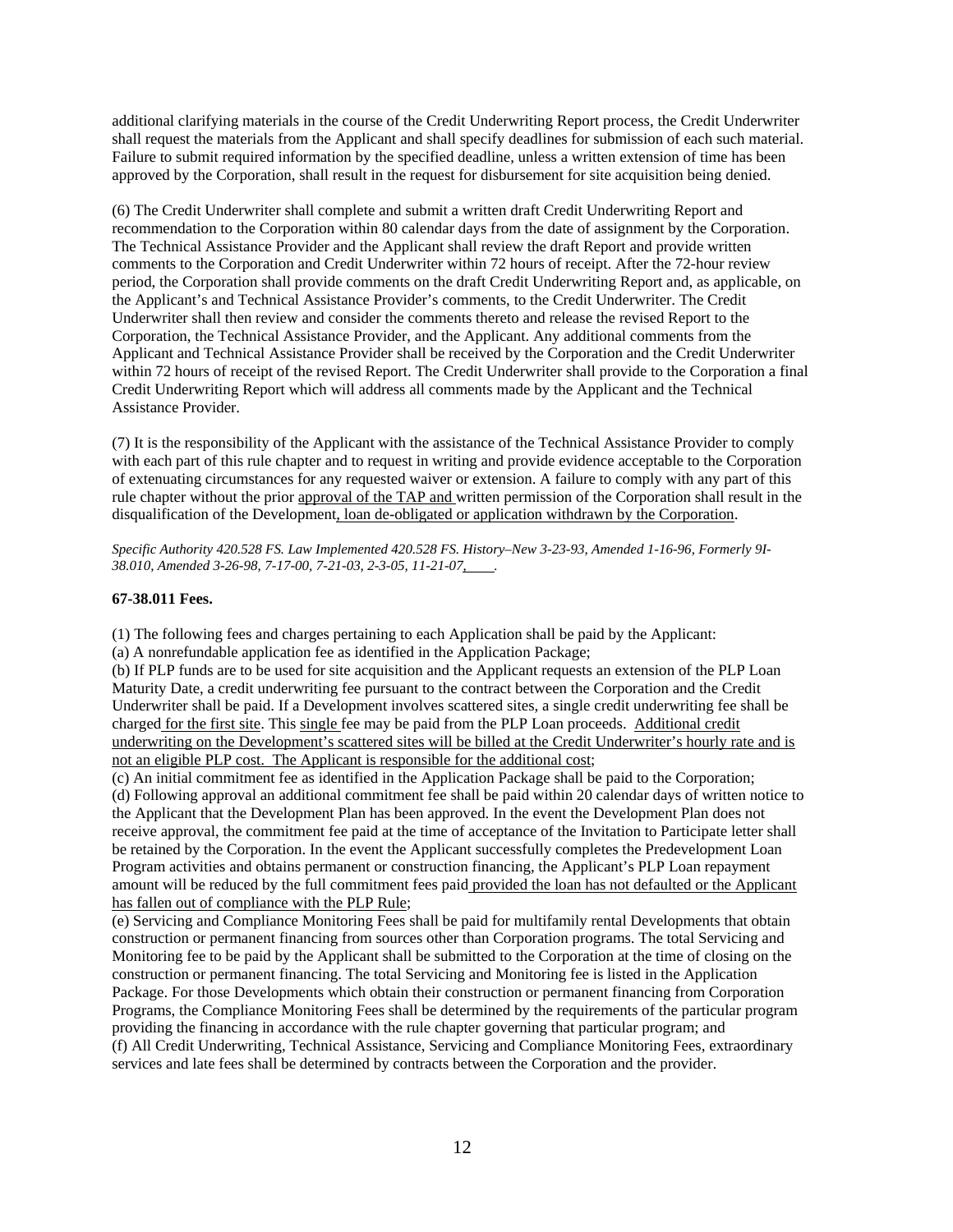additional clarifying materials in the course of the Credit Underwriting Report process, the Credit Underwriter shall request the materials from the Applicant and shall specify deadlines for submission of each such material. Failure to submit required information by the specified deadline, unless a written extension of time has been approved by the Corporation, shall result in the request for disbursement for site acquisition being denied.

(6) The Credit Underwriter shall complete and submit a written draft Credit Underwriting Report and recommendation to the Corporation within 80 calendar days from the date of assignment by the Corporation. The Technical Assistance Provider and the Applicant shall review the draft Report and provide written comments to the Corporation and Credit Underwriter within 72 hours of receipt. After the 72-hour review period, the Corporation shall provide comments on the draft Credit Underwriting Report and, as applicable, on the Applicant's and Technical Assistance Provider's comments, to the Credit Underwriter. The Credit Underwriter shall then review and consider the comments thereto and release the revised Report to the Corporation, the Technical Assistance Provider, and the Applicant. Any additional comments from the Applicant and Technical Assistance Provider shall be received by the Corporation and the Credit Underwriter within 72 hours of receipt of the revised Report. The Credit Underwriter shall provide to the Corporation a final Credit Underwriting Report which will address all comments made by the Applicant and the Technical Assistance Provider.

(7) It is the responsibility of the Applicant with the assistance of the Technical Assistance Provider to comply with each part of this rule chapter and to request in writing and provide evidence acceptable to the Corporation of extenuating circumstances for any requested waiver or extension. A failure to comply with any part of this rule chapter without the prior approval of the TAP and written permission of the Corporation shall result in the disqualification of the Development, loan de-obligated or application withdrawn by the Corporation.

*Specific Authority 420.528 FS. Law Implemented 420.528 FS. History–New 3-23-93, Amended 1-16-96, Formerly 9I-38.010, Amended 3-26-98, 7-17-00, 7-21-03, 2-3-05, 11-21-07, ____.*

**67-38.011 Fees.**

(1) The following fees and charges pertaining to each Application shall be paid by the Applicant:
(a) A nonrefundable application fee as identified in the Application Package;
(b) If PLP funds are to be used for site acquisition and the Applicant requests an extension of the PLP Loan Maturity Date, a credit underwriting fee pursuant to the contract between the Corporation and the Credit Underwriter shall be paid. If a Development involves scattered sites, a single credit underwriting fee shall be charged for the first site. This single fee may be paid from the PLP Loan proceeds. Additional credit underwriting on the Development's scattered sites will be billed at the Credit Underwriter's hourly rate and is not an eligible PLP cost. The Applicant is responsible for the additional cost;
(c) An initial commitment fee as identified in the Application Package shall be paid to the Corporation;
(d) Following approval an additional commitment fee shall be paid within 20 calendar days of written notice to the Applicant that the Development Plan has been approved. In the event the Development Plan does not receive approval, the commitment fee paid at the time of acceptance of the Invitation to Participate letter shall be retained by the Corporation. In the event the Applicant successfully completes the Predevelopment Loan Program activities and obtains permanent or construction financing, the Applicant's PLP Loan repayment amount will be reduced by the full commitment fees paid provided the loan has not defaulted or the Applicant has fallen out of compliance with the PLP Rule;
(e) Servicing and Compliance Monitoring Fees shall be paid for multifamily rental Developments that obtain construction or permanent financing from sources other than Corporation programs. The total Servicing and Monitoring fee to be paid by the Applicant shall be submitted to the Corporation at the time of closing on the construction or permanent financing. The total Servicing and Monitoring fee is listed in the Application Package. For those Developments which obtain their construction or permanent financing from Corporation Programs, the Compliance Monitoring Fees shall be determined by the requirements of the particular program providing the financing in accordance with the rule chapter governing that particular program; and
(f) All Credit Underwriting, Technical Assistance, Servicing and Compliance Monitoring Fees, extraordinary services and late fees shall be determined by contracts between the Corporation and the provider.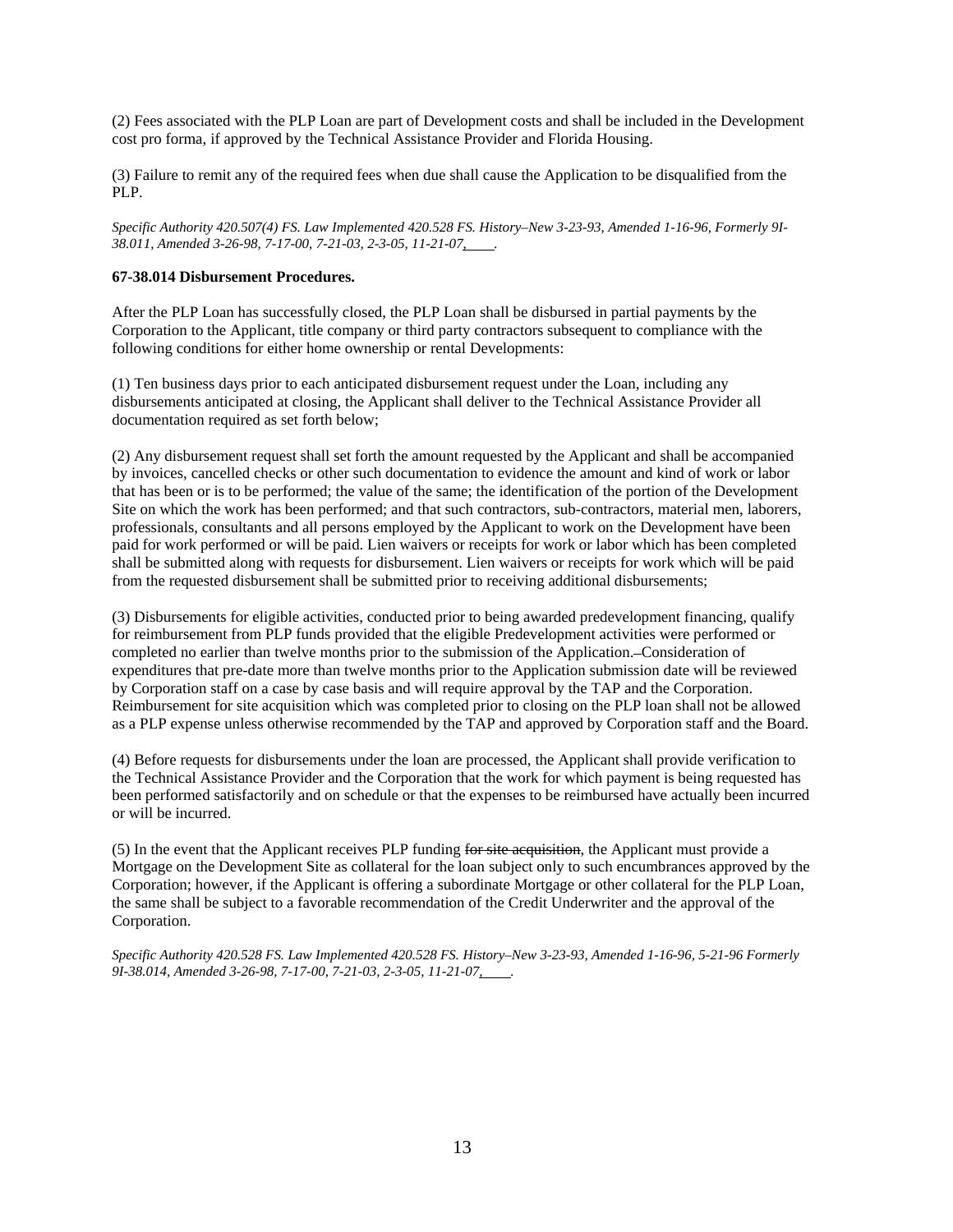(2) Fees associated with the PLP Loan are part of Development costs and shall be included in the Development cost pro forma, if approved by the Technical Assistance Provider and Florida Housing.

(3) Failure to remit any of the required fees when due shall cause the Application to be disqualified from the PLP.

*Specific Authority 420.507(4) FS. Law Implemented 420.528 FS. History–New 3-23-93, Amended 1-16-96, Formerly 9I-38.011, Amended 3-26-98, 7-17-00, 7-21-03, 2-3-05, 11-21-07,\_\_\_\_.*

**67-38.014 Disbursement Procedures.**

After the PLP Loan has successfully closed, the PLP Loan shall be disbursed in partial payments by the Corporation to the Applicant, title company or third party contractors subsequent to compliance with the following conditions for either home ownership or rental Developments:

(1) Ten business days prior to each anticipated disbursement request under the Loan, including any disbursements anticipated at closing, the Applicant shall deliver to the Technical Assistance Provider all documentation required as set forth below;

(2) Any disbursement request shall set forth the amount requested by the Applicant and shall be accompanied by invoices, cancelled checks or other such documentation to evidence the amount and kind of work or labor that has been or is to be performed; the value of the same; the identification of the portion of the Development Site on which the work has been performed; and that such contractors, sub-contractors, material men, laborers, professionals, consultants and all persons employed by the Applicant to work on the Development have been paid for work performed or will be paid. Lien waivers or receipts for work or labor which has been completed shall be submitted along with requests for disbursement. Lien waivers or receipts for work which will be paid from the requested disbursement shall be submitted prior to receiving additional disbursements;

(3) Disbursements for eligible activities, conducted prior to being awarded predevelopment financing, qualify for reimbursement from PLP funds provided that the eligible Predevelopment activities were performed or completed no earlier than twelve months prior to the submission of the Application. Consideration of expenditures that pre-date more than twelve months prior to the Application submission date will be reviewed by Corporation staff on a case by case basis and will require approval by the TAP and the Corporation. Reimbursement for site acquisition which was completed prior to closing on the PLP loan shall not be allowed as a PLP expense unless otherwise recommended by the TAP and approved by Corporation staff and the Board.

(4) Before requests for disbursements under the loan are processed, the Applicant shall provide verification to the Technical Assistance Provider and the Corporation that the work for which payment is being requested has been performed satisfactorily and on schedule or that the expenses to be reimbursed have actually been incurred or will be incurred.

(5) In the event that the Applicant receives PLP funding ~~for site acquisition~~, the Applicant must provide a Mortgage on the Development Site as collateral for the loan subject only to such encumbrances approved by the Corporation; however, if the Applicant is offering a subordinate Mortgage or other collateral for the PLP Loan, the same shall be subject to a favorable recommendation of the Credit Underwriter and the approval of the Corporation.

*Specific Authority 420.528 FS. Law Implemented 420.528 FS. History–New 3-23-93, Amended 1-16-96, 5-21-96 Formerly 9I-38.014, Amended 3-26-98, 7-17-00, 7-21-03, 2-3-05, 11-21-07,\_\_\_\_.*